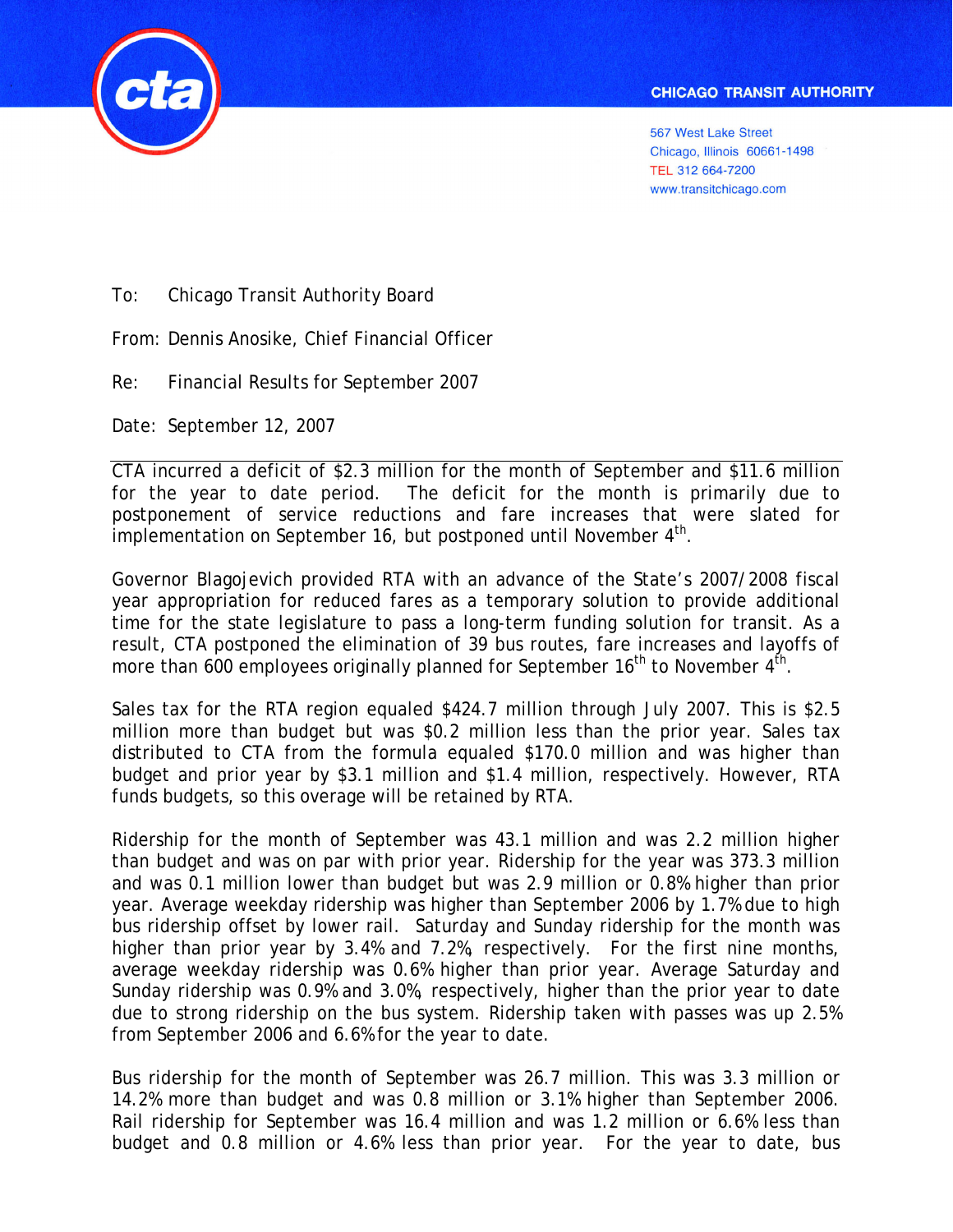CHICAGO TRANSIT AUTHORITY

567 West Lake Street
Chicago, Illinois 60661-1498
TEL 312 664-7200
www.transitchicago.com

To: Chicago Transit Authority Board

From: Dennis Anosike, Chief Financial Officer

Re: Financial Results for September 2007

Date: September 12, 2007

---

CTA incurred a deficit of $2.3 million for the month of September and $11.6 million for the year to date period. The deficit for the month is primarily due to postponement of service reductions and fare increases that were slated for implementation on September 16, but postponed until November 4th.

Governor Blagojevich provided RTA with an advance of the State's 2007/2008 fiscal year appropriation for reduced fares as a temporary solution to provide additional time for the state legislature to pass a long-term funding solution for transit. As a result, CTA postponed the elimination of 39 bus routes, fare increases and layoffs of more than 600 employees originally planned for September 16th to November 4th.

Sales tax for the RTA region equaled $424.7 million through July 2007. This is $2.5 million more than budget but was $0.2 million less than the prior year. Sales tax distributed to CTA from the formula equaled $170.0 million and was higher than budget and prior year by $3.1 million and $1.4 million, respectively. However, RTA funds budgets, so this overage will be retained by RTA.

Ridership for the month of September was 43.1 million and was 2.2 million higher than budget and was on par with prior year. Ridership for the year was 373.3 million and was 0.1 million lower than budget but was 2.9 million or 0.8% higher than prior year. Average weekday ridership was higher than September 2006 by 1.7% due to high bus ridership offset by lower rail. Saturday and Sunday ridership for the month was higher than prior year by 3.4% and 7.2%, respectively. For the first nine months, average weekday ridership was 0.6% higher than prior year. Average Saturday and Sunday ridership was 0.9% and 3.0%, respectively, higher than the prior year to date due to strong ridership on the bus system. Ridership taken with passes was up 2.5% from September 2006 and 6.6% for the year to date.

Bus ridership for the month of September was 26.7 million. This was 3.3 million or 14.2% more than budget and was 0.8 million or 3.1% higher than September 2006. Rail ridership for September was 16.4 million and was 1.2 million or 6.6% less than budget and 0.8 million or 4.6% less than prior year. For the year to date, bus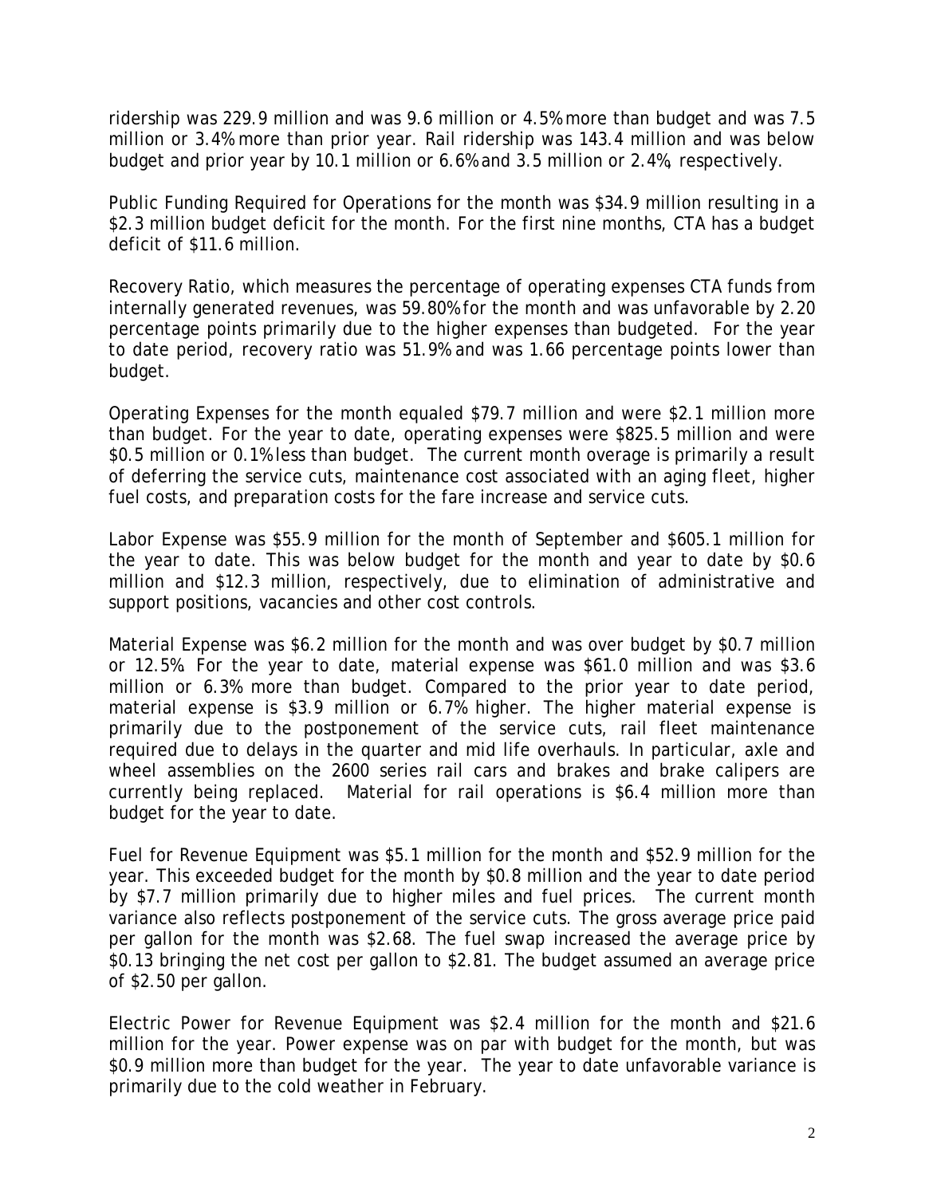ridership was 229.9 million and was 9.6 million or 4.5% more than budget and was 7.5 million or 3.4% more than prior year. Rail ridership was 143.4 million and was below budget and prior year by 10.1 million or 6.6% and 3.5 million or 2.4%, respectively.

Public Funding Required for Operations for the month was $34.9 million resulting in a $2.3 million budget deficit for the month. For the first nine months, CTA has a budget deficit of $11.6 million.

Recovery Ratio, which measures the percentage of operating expenses CTA funds from internally generated revenues, was 59.80% for the month and was unfavorable by 2.20 percentage points primarily due to the higher expenses than budgeted. For the year to date period, recovery ratio was 51.9% and was 1.66 percentage points lower than budget.

Operating Expenses for the month equaled $79.7 million and were $2.1 million more than budget. For the year to date, operating expenses were $825.5 million and were $0.5 million or 0.1% less than budget. The current month overage is primarily a result of deferring the service cuts, maintenance cost associated with an aging fleet, higher fuel costs, and preparation costs for the fare increase and service cuts.

Labor Expense was $55.9 million for the month of September and $605.1 million for the year to date. This was below budget for the month and year to date by $0.6 million and $12.3 million, respectively, due to elimination of administrative and support positions, vacancies and other cost controls.

Material Expense was $6.2 million for the month and was over budget by $0.7 million or 12.5%. For the year to date, material expense was $61.0 million and was $3.6 million or 6.3% more than budget. Compared to the prior year to date period, material expense is $3.9 million or 6.7% higher. The higher material expense is primarily due to the postponement of the service cuts, rail fleet maintenance required due to delays in the quarter and mid life overhauls. In particular, axle and wheel assemblies on the 2600 series rail cars and brakes and brake calipers are currently being replaced. Material for rail operations is $6.4 million more than budget for the year to date.

Fuel for Revenue Equipment was $5.1 million for the month and $52.9 million for the year. This exceeded budget for the month by $0.8 million and the year to date period by $7.7 million primarily due to higher miles and fuel prices. The current month variance also reflects postponement of the service cuts. The gross average price paid per gallon for the month was $2.68. The fuel swap increased the average price by $0.13 bringing the net cost per gallon to $2.81. The budget assumed an average price of $2.50 per gallon.

Electric Power for Revenue Equipment was $2.4 million for the month and $21.6 million for the year. Power expense was on par with budget for the month, but was $0.9 million more than budget for the year. The year to date unfavorable variance is primarily due to the cold weather in February.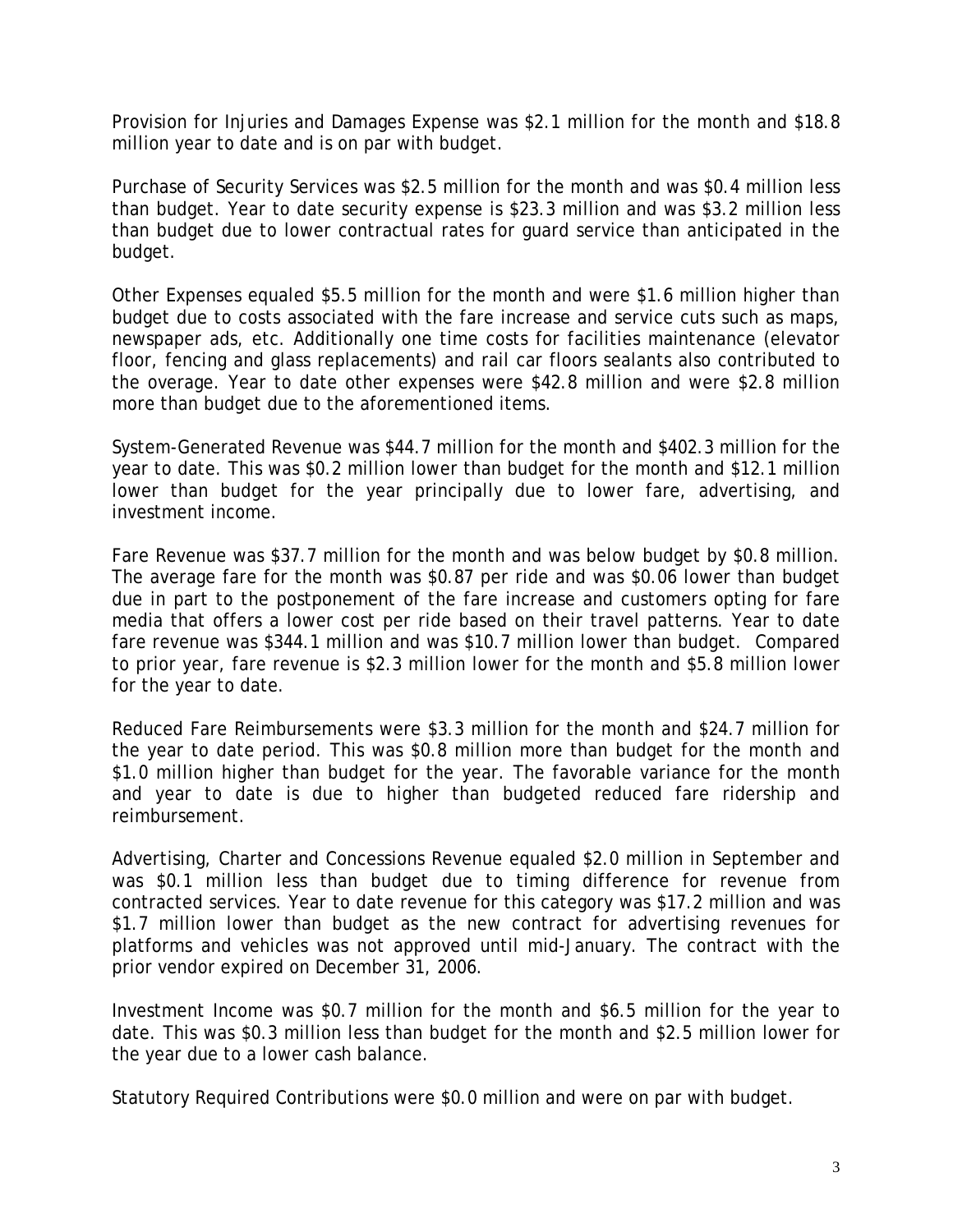Provision for Injuries and Damages Expense was $2.1 million for the month and $18.8 million year to date and is on par with budget.

Purchase of Security Services was $2.5 million for the month and was $0.4 million less than budget. Year to date security expense is $23.3 million and was $3.2 million less than budget due to lower contractual rates for guard service than anticipated in the budget.

Other Expenses equaled $5.5 million for the month and were $1.6 million higher than budget due to costs associated with the fare increase and service cuts such as maps, newspaper ads, etc. Additionally one time costs for facilities maintenance (elevator floor, fencing and glass replacements) and rail car floors sealants also contributed to the overage. Year to date other expenses were $42.8 million and were $2.8 million more than budget due to the aforementioned items.

System-Generated Revenue was $44.7 million for the month and $402.3 million for the year to date. This was $0.2 million lower than budget for the month and $12.1 million lower than budget for the year principally due to lower fare, advertising, and investment income.

Fare Revenue was $37.7 million for the month and was below budget by $0.8 million. The average fare for the month was $0.87 per ride and was $0.06 lower than budget due in part to the postponement of the fare increase and customers opting for fare media that offers a lower cost per ride based on their travel patterns. Year to date fare revenue was $344.1 million and was $10.7 million lower than budget. Compared to prior year, fare revenue is $2.3 million lower for the month and $5.8 million lower for the year to date.

Reduced Fare Reimbursements were $3.3 million for the month and $24.7 million for the year to date period. This was $0.8 million more than budget for the month and $1.0 million higher than budget for the year. The favorable variance for the month and year to date is due to higher than budgeted reduced fare ridership and reimbursement.

Advertising, Charter and Concessions Revenue equaled $2.0 million in September and was $0.1 million less than budget due to timing difference for revenue from contracted services. Year to date revenue for this category was $17.2 million and was $1.7 million lower than budget as the new contract for advertising revenues for platforms and vehicles was not approved until mid-January. The contract with the prior vendor expired on December 31, 2006.

Investment Income was $0.7 million for the month and $6.5 million for the year to date. This was $0.3 million less than budget for the month and $2.5 million lower for the year due to a lower cash balance.

Statutory Required Contributions were $0.0 million and were on par with budget.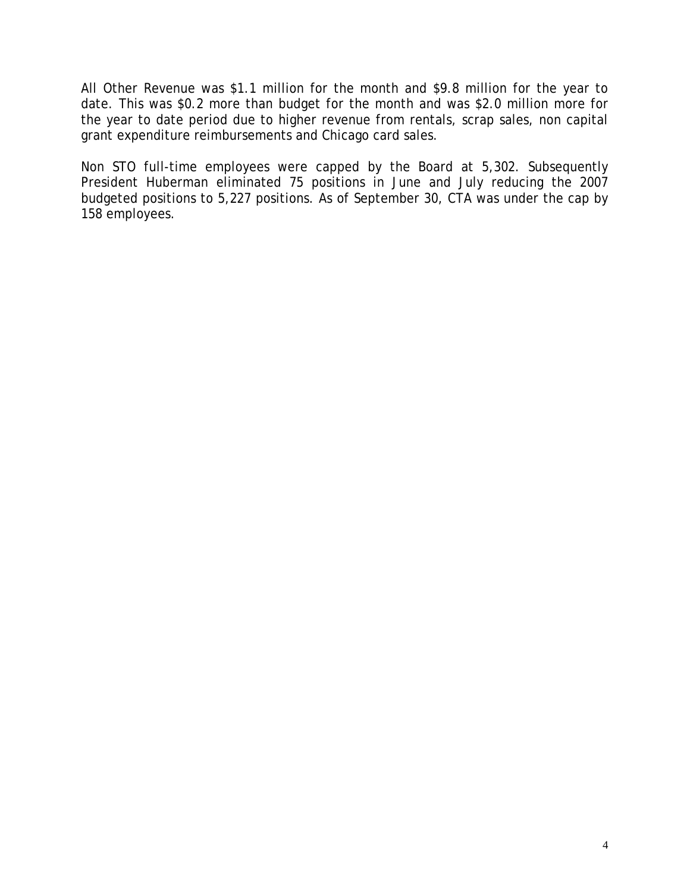All Other Revenue was $1.1 million for the month and $9.8 million for the year to date. This was $0.2 more than budget for the month and was $2.0 million more for the year to date period due to higher revenue from rentals, scrap sales, non capital grant expenditure reimbursements and Chicago card sales.

Non STO full-time employees were capped by the Board at 5,302. Subsequently President Huberman eliminated 75 positions in June and July reducing the 2007 budgeted positions to 5,227 positions. As of September 30, CTA was under the cap by 158 employees.